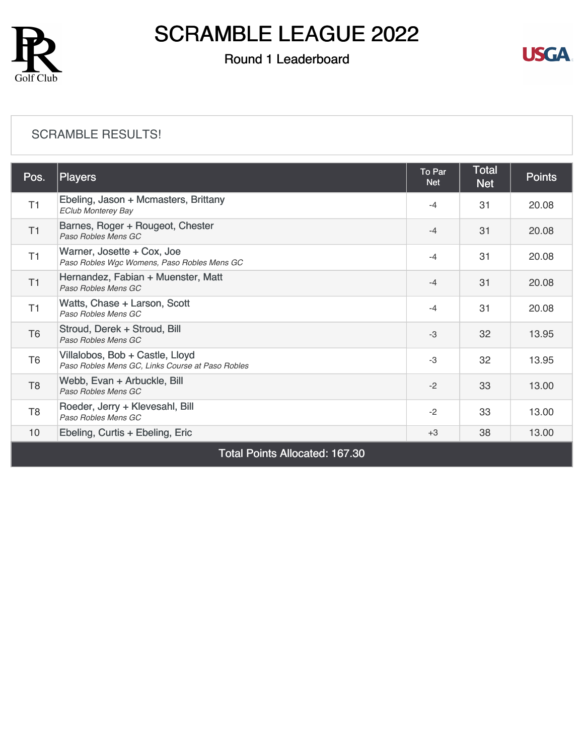# SCRAMBLE LEAGUE 2022

## Round 1 Leaderboard

SCRAMBLE RESULTS!

| Pos. | Players | To Par Net | Total Net | Points |
|---|---|---|---|---|
| T1 | Ebeling, Jason + Mcmasters, Brittany<br>*EClub Monterey Bay* | -4 | 31 | 20.08 |
| T1 | Barnes, Roger + Rougeot, Chester<br>*Paso Robles Mens GC* | -4 | 31 | 20.08 |
| T1 | Warner, Josette + Cox, Joe<br>*Paso Robles Wgc Womens, Paso Robles Mens GC* | -4 | 31 | 20.08 |
| T1 | Hernandez, Fabian + Muenster, Matt<br>*Paso Robles Mens GC* | -4 | 31 | 20.08 |
| T1 | Watts, Chase + Larson, Scott<br>*Paso Robles Mens GC* | -4 | 31 | 20.08 |
| T6 | Stroud, Derek + Stroud, Bill<br>*Paso Robles Mens GC* | -3 | 32 | 13.95 |
| T6 | Villalobos, Bob + Castle, Lloyd<br>*Paso Robles Mens GC, Links Course at Paso Robles* | -3 | 32 | 13.95 |
| T8 | Webb, Evan + Arbuckle, Bill<br>*Paso Robles Mens GC* | -2 | 33 | 13.00 |
| T8 | Roeder, Jerry + Klevesahl, Bill<br>*Paso Robles Mens GC* | -2 | 33 | 13.00 |
| 10 | Ebeling, Curtis + Ebeling, Eric | +3 | 38 | 13.00 |
| Total Points Allocated: 167.30 | | | | |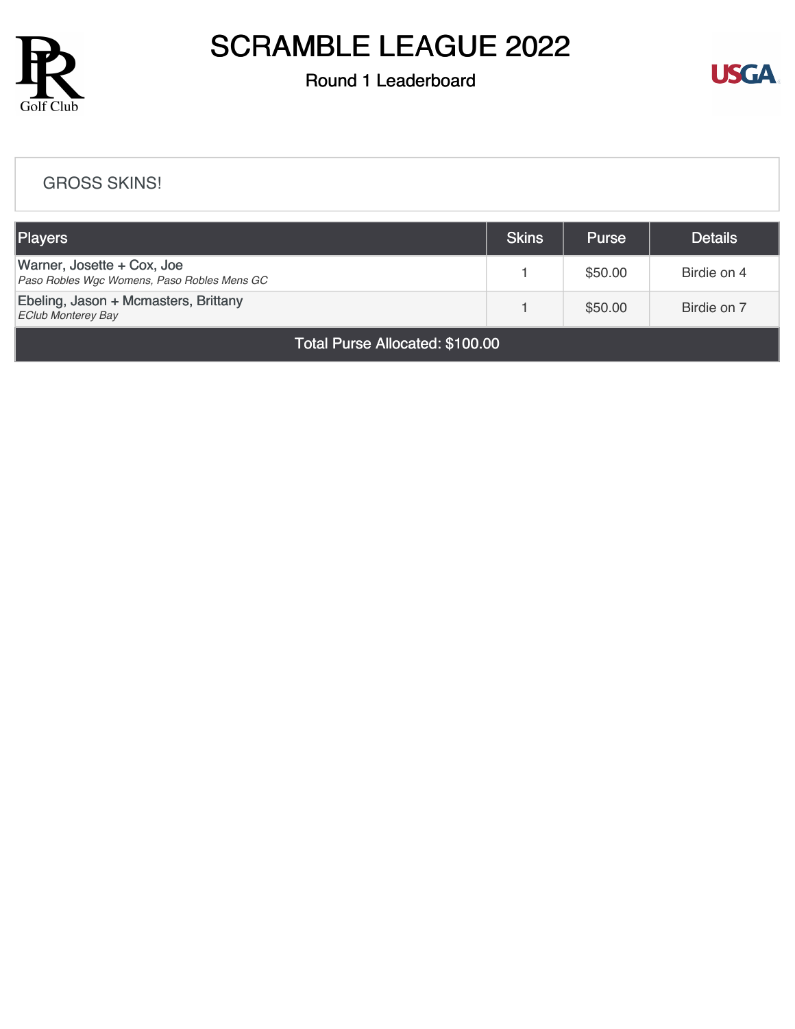# SCRAMBLE LEAGUE 2022

## Round 1 Leaderboard

### GROSS SKINS!

| Players | Skins | Purse | Details |
|---|---|---|---|
| Warner, Josette + Cox, Joe<br>*Paso Robles Wgc Womens, Paso Robles Mens GC* | 1 | $50.00 | Birdie on 4 |
| Ebeling, Jason + Mcmasters, Brittany<br>*EClub Monterey Bay* | 1 | $50.00 | Birdie on 7 |
| Total Purse Allocated: $100.00 | | | |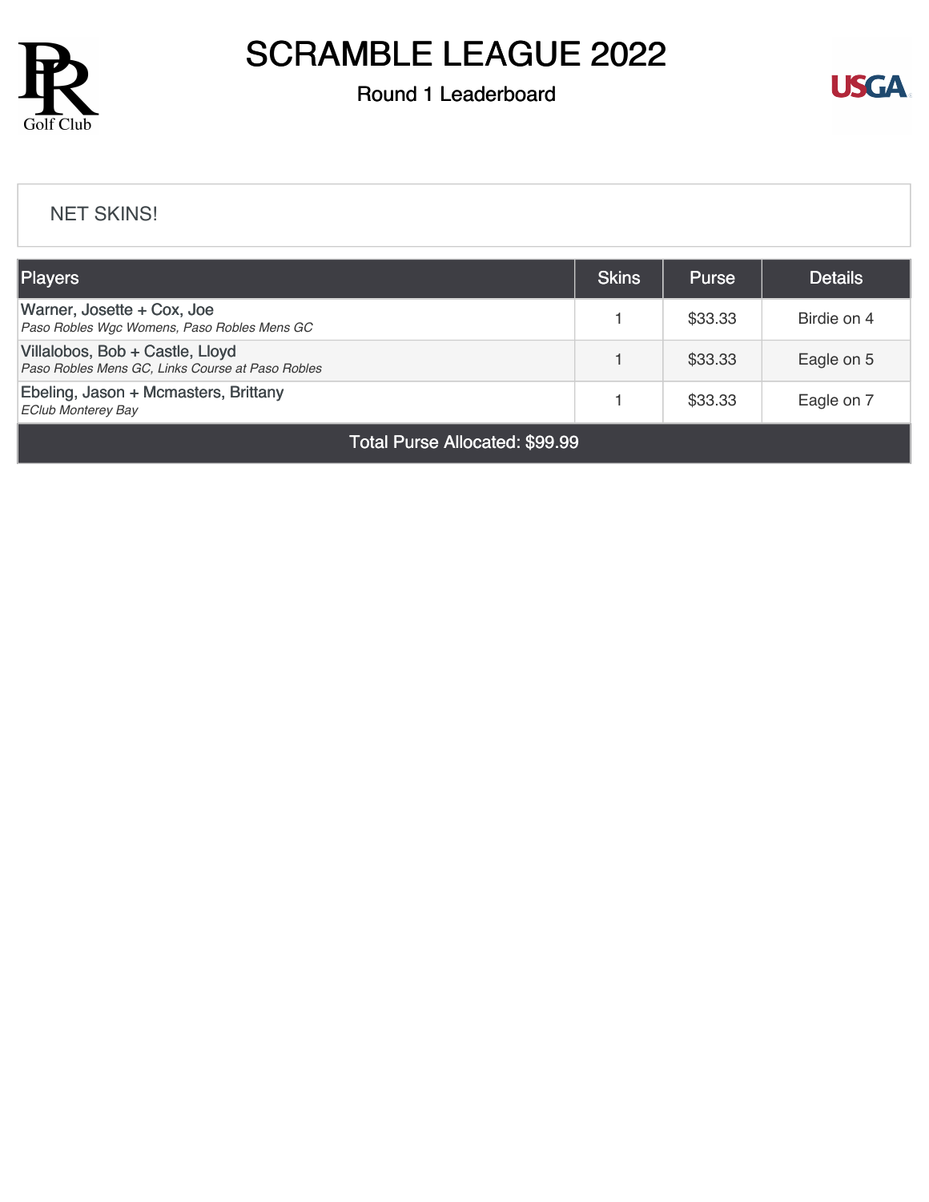# SCRAMBLE LEAGUE 2022

## Round 1 Leaderboard

NET SKINS!

| Players | Skins | Purse | Details |
|---|---|---|---|
| Warner, Josette + Cox, Joe<br>*Paso Robles Wgc Womens, Paso Robles Mens GC* | 1 | $33.33 | Birdie on 4 |
| Villalobos, Bob + Castle, Lloyd<br>*Paso Robles Mens GC, Links Course at Paso Robles* | 1 | $33.33 | Eagle on 5 |
| Ebeling, Jason + Mcmasters, Brittany<br>*EClub Monterey Bay* | 1 | $33.33 | Eagle on 7 |
| Total Purse Allocated: $99.99 | | | |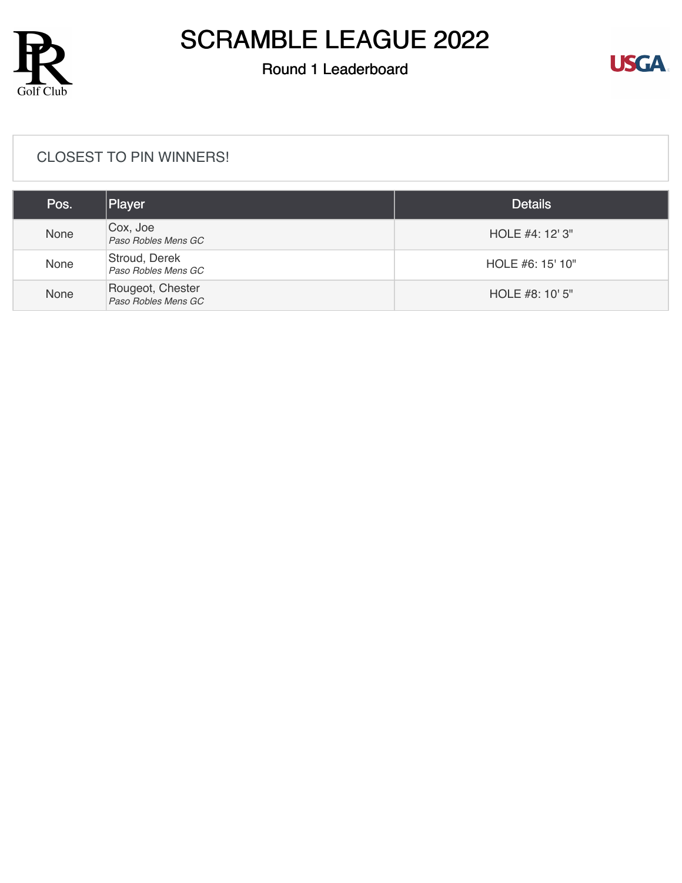# SCRAMBLE LEAGUE 2022

## Round 1 Leaderboard

CLOSEST TO PIN WINNERS!

| Pos. | Player | Details |
|---|---|---|
| None | Cox, Joe<br>*Paso Robles Mens GC* | HOLE #4: 12' 3" |
| None | Stroud, Derek<br>*Paso Robles Mens GC* | HOLE #6: 15' 10" |
| None | Rougeot, Chester<br>*Paso Robles Mens GC* | HOLE #8: 10' 5" |